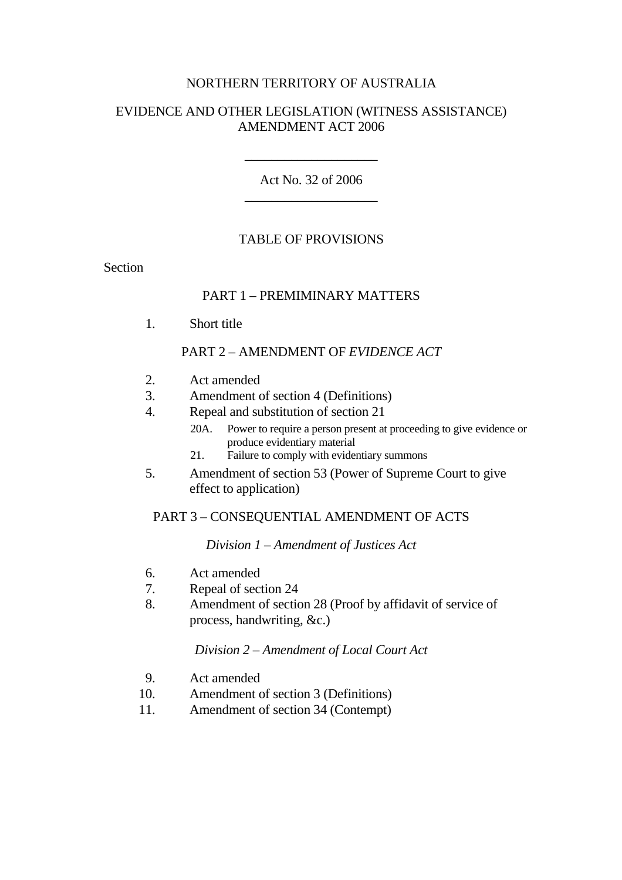NORTHERN TERRITORY OF AUSTRALIA

# EVIDENCE AND OTHER LEGISLATION (WITNESS ASSISTANCE) AMENDMENT ACT 2006

___________________

Act No. 32 of 2006

___________________

## TABLE OF PROVISIONS

Section

### PART 1 – PREMIMINARY MATTERS

1. Short title

### PART 2 – AMENDMENT OF *EVIDENCE ACT*

2. Act amended
3. Amendment of section 4 (Definitions)
4. Repeal and substitution of section 21
   - 20A. Power to require a person present at proceeding to give evidence or produce evidentiary material
   - 21. Failure to comply with evidentiary summons
5. Amendment of section 53 (Power of Supreme Court to give effect to application)

### PART 3 – CONSEQUENTIAL AMENDMENT OF ACTS

#### *Division 1 – Amendment of Justices Act*

6. Act amended
7. Repeal of section 24
8. Amendment of section 28 (Proof by affidavit of service of process, handwriting, &c.)

#### *Division 2 – Amendment of Local Court Act*

9. Act amended
10. Amendment of section 3 (Definitions)
11. Amendment of section 34 (Contempt)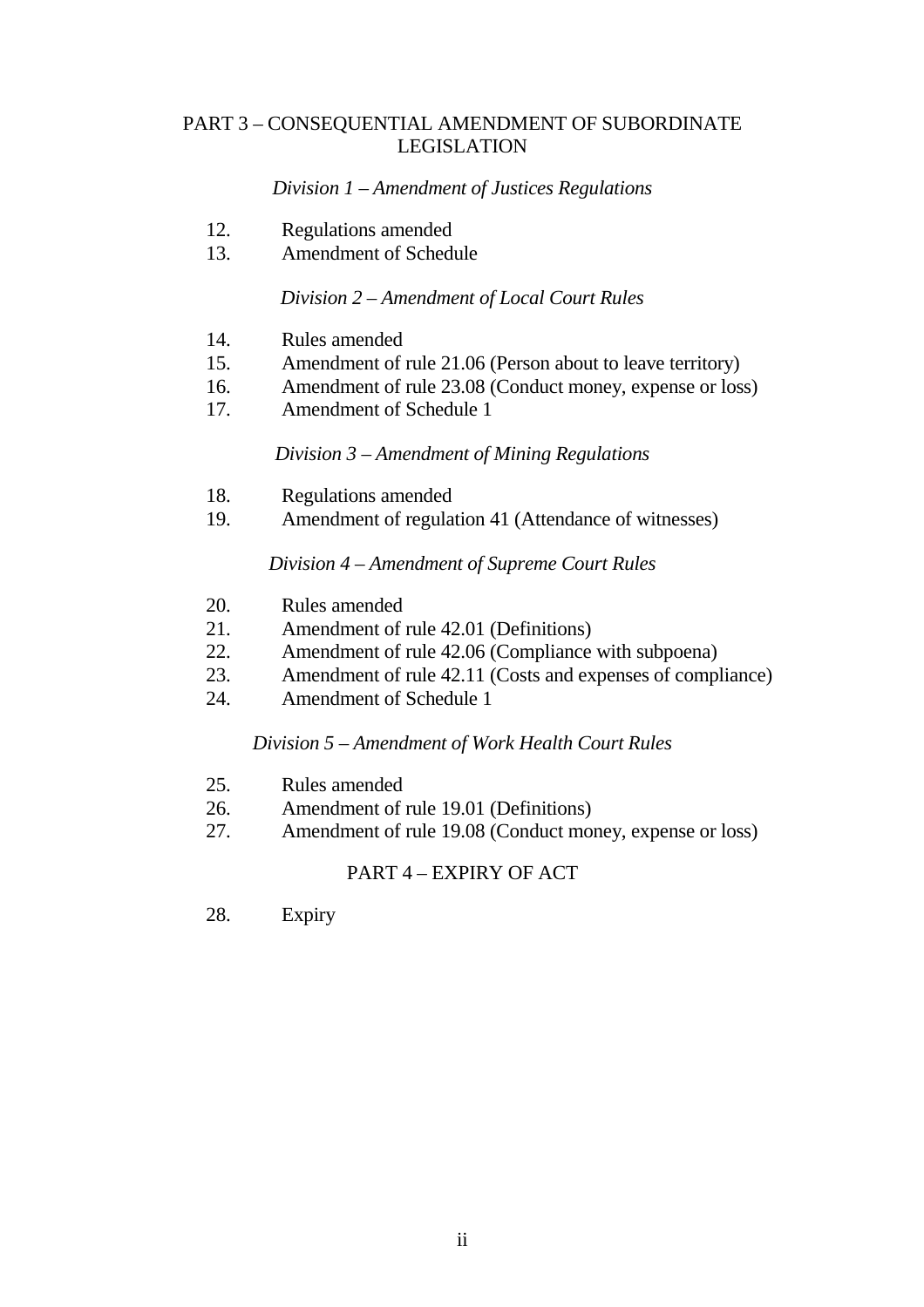## PART 3 – CONSEQUENTIAL AMENDMENT OF SUBORDINATE LEGISLATION

*Division 1 – Amendment of Justices Regulations*

12. Regulations amended
13. Amendment of Schedule

*Division 2 – Amendment of Local Court Rules*

14. Rules amended
15. Amendment of rule 21.06 (Person about to leave territory)
16. Amendment of rule 23.08 (Conduct money, expense or loss)
17. Amendment of Schedule 1

*Division 3 – Amendment of Mining Regulations*

18. Regulations amended
19. Amendment of regulation 41 (Attendance of witnesses)

*Division 4 – Amendment of Supreme Court Rules*

20. Rules amended
21. Amendment of rule 42.01 (Definitions)
22. Amendment of rule 42.06 (Compliance with subpoena)
23. Amendment of rule 42.11 (Costs and expenses of compliance)
24. Amendment of Schedule 1

*Division 5 – Amendment of Work Health Court Rules*

25. Rules amended
26. Amendment of rule 19.01 (Definitions)
27. Amendment of rule 19.08 (Conduct money, expense or loss)

## PART 4 – EXPIRY OF ACT

28. Expiry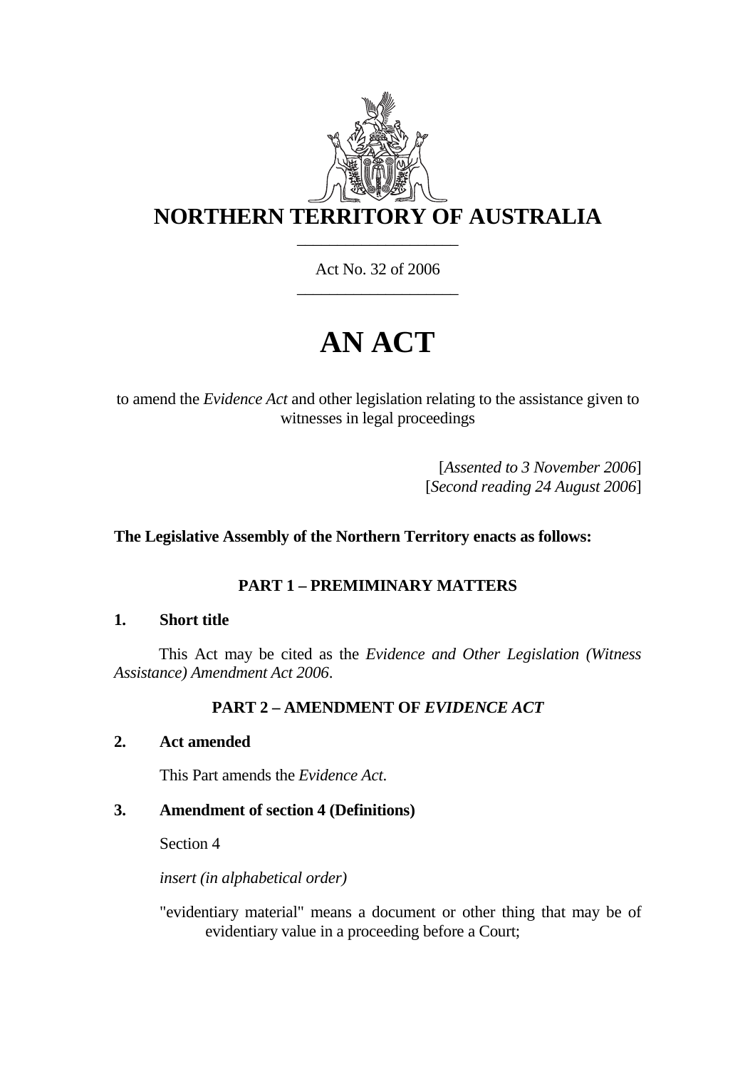# NORTHERN TERRITORY OF AUSTRALIA

Act No. 32 of 2006

# AN ACT

to amend the *Evidence Act* and other legislation relating to the assistance given to witnesses in legal proceedings

[*Assented to 3 November 2006*]
[*Second reading 24 August 2006*]

**The Legislative Assembly of the Northern Territory enacts as follows:**

## PART 1 – PREMIMINARY MATTERS

### 1. Short title

This Act may be cited as the *Evidence and Other Legislation (Witness Assistance) Amendment Act 2006*.

## PART 2 – AMENDMENT OF *EVIDENCE ACT*

### 2. Act amended

This Part amends the *Evidence Act*.

### 3. Amendment of section 4 (Definitions)

Section 4

*insert (in alphabetical order)*

"evidentiary material" means a document or other thing that may be of evidentiary value in a proceeding before a Court;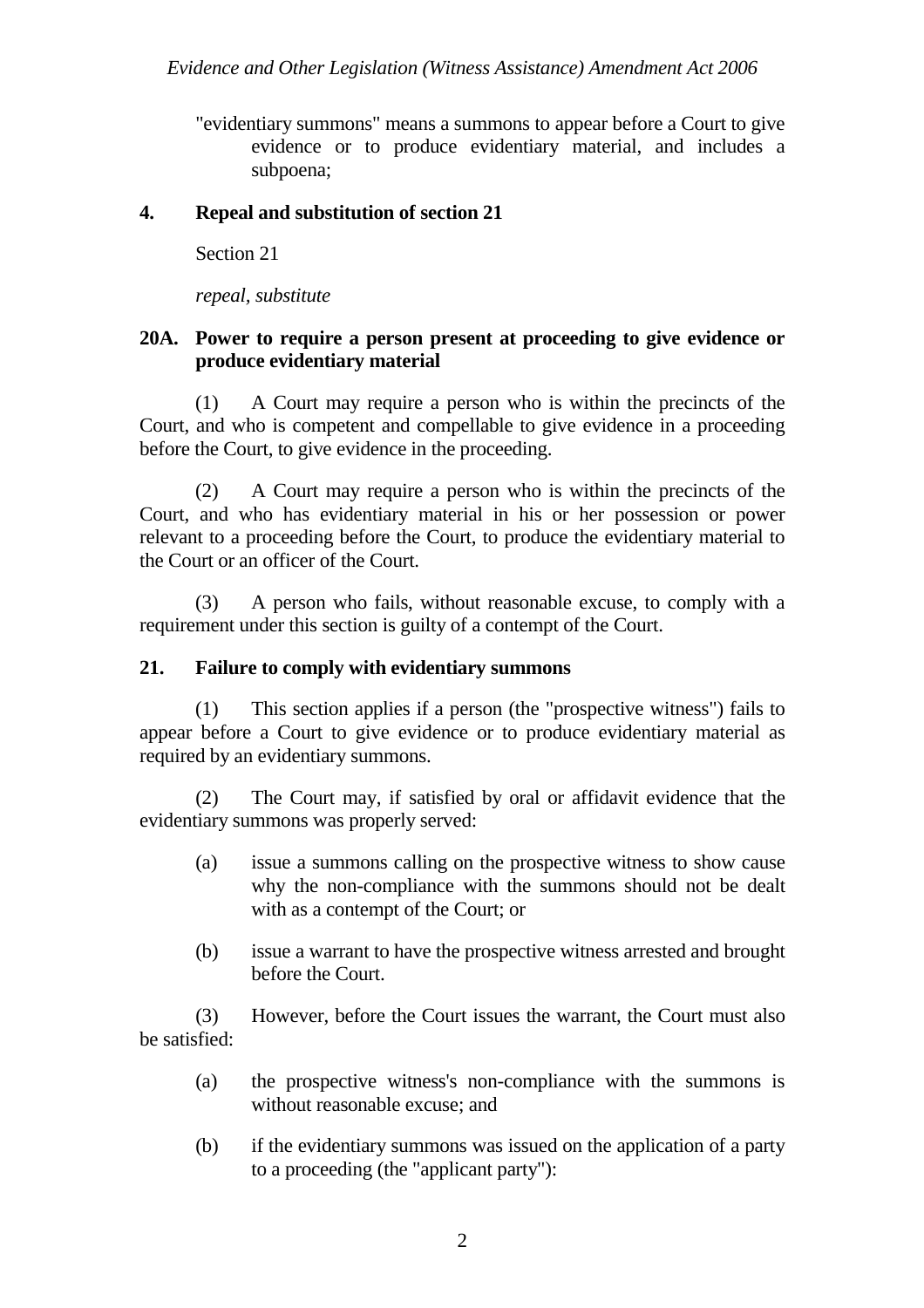"evidentiary summons" means a summons to appear before a Court to give evidence or to produce evidentiary material, and includes a subpoena;

**4. Repeal and substitution of section 21**

Section 21

*repeal, substitute*

**20A. Power to require a person present at proceeding to give evidence or produce evidentiary material**

(1) A Court may require a person who is within the precincts of the Court, and who is competent and compellable to give evidence in a proceeding before the Court, to give evidence in the proceeding.

(2) A Court may require a person who is within the precincts of the Court, and who has evidentiary material in his or her possession or power relevant to a proceeding before the Court, to produce the evidentiary material to the Court or an officer of the Court.

(3) A person who fails, without reasonable excuse, to comply with a requirement under this section is guilty of a contempt of the Court.

**21. Failure to comply with evidentiary summons**

(1) This section applies if a person (the "prospective witness") fails to appear before a Court to give evidence or to produce evidentiary material as required by an evidentiary summons.

(2) The Court may, if satisfied by oral or affidavit evidence that the evidentiary summons was properly served:

(a) issue a summons calling on the prospective witness to show cause why the non-compliance with the summons should not be dealt with as a contempt of the Court; or

(b) issue a warrant to have the prospective witness arrested and brought before the Court.

(3) However, before the Court issues the warrant, the Court must also be satisfied:

(a) the prospective witness's non-compliance with the summons is without reasonable excuse; and

(b) if the evidentiary summons was issued on the application of a party to a proceeding (the "applicant party"):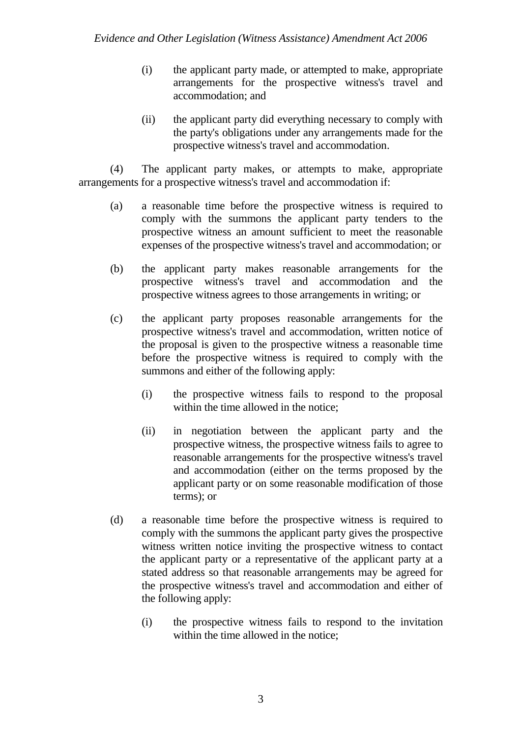(i) the applicant party made, or attempted to make, appropriate arrangements for the prospective witness's travel and accommodation; and

(ii) the applicant party did everything necessary to comply with the party's obligations under any arrangements made for the prospective witness's travel and accommodation.

(4) The applicant party makes, or attempts to make, appropriate arrangements for a prospective witness's travel and accommodation if:

(a) a reasonable time before the prospective witness is required to comply with the summons the applicant party tenders to the prospective witness an amount sufficient to meet the reasonable expenses of the prospective witness's travel and accommodation; or

(b) the applicant party makes reasonable arrangements for the prospective witness's travel and accommodation and the prospective witness agrees to those arrangements in writing; or

(c) the applicant party proposes reasonable arrangements for the prospective witness's travel and accommodation, written notice of the proposal is given to the prospective witness a reasonable time before the prospective witness is required to comply with the summons and either of the following apply:

   (i) the prospective witness fails to respond to the proposal within the time allowed in the notice;

   (ii) in negotiation between the applicant party and the prospective witness, the prospective witness fails to agree to reasonable arrangements for the prospective witness's travel and accommodation (either on the terms proposed by the applicant party or on some reasonable modification of those terms); or

(d) a reasonable time before the prospective witness is required to comply with the summons the applicant party gives the prospective witness written notice inviting the prospective witness to contact the applicant party or a representative of the applicant party at a stated address so that reasonable arrangements may be agreed for the prospective witness's travel and accommodation and either of the following apply:

   (i) the prospective witness fails to respond to the invitation within the time allowed in the notice;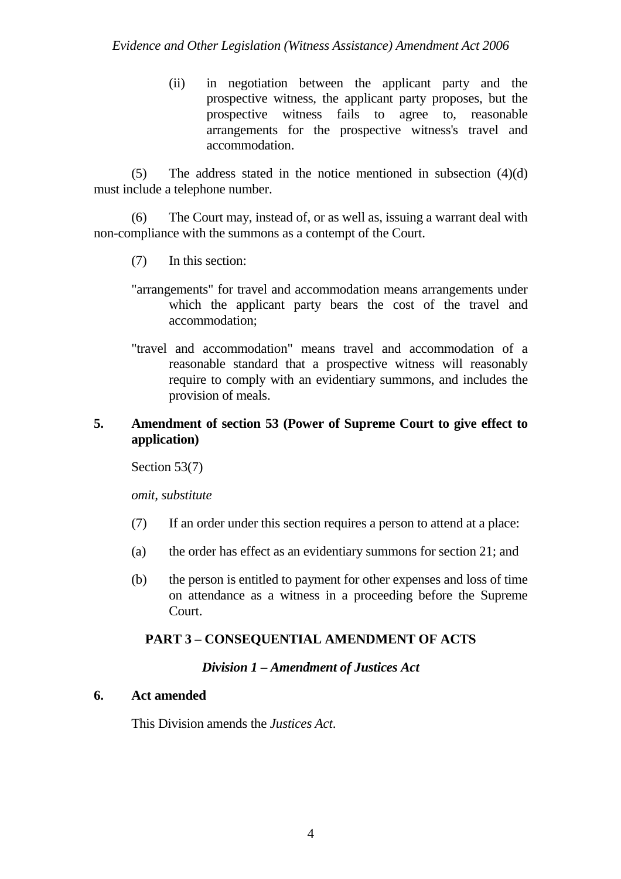(ii) in negotiation between the applicant party and the prospective witness, the applicant party proposes, but the prospective witness fails to agree to, reasonable arrangements for the prospective witness's travel and accommodation.

(5) The address stated in the notice mentioned in subsection (4)(d) must include a telephone number.

(6) The Court may, instead of, or as well as, issuing a warrant deal with non-compliance with the summons as a contempt of the Court.

(7) In this section:

"arrangements" for travel and accommodation means arrangements under which the applicant party bears the cost of the travel and accommodation;

"travel and accommodation" means travel and accommodation of a reasonable standard that a prospective witness will reasonably require to comply with an evidentiary summons, and includes the provision of meals.

**5. Amendment of section 53 (Power of Supreme Court to give effect to application)**

Section 53(7)

*omit, substitute*

(7) If an order under this section requires a person to attend at a place:

(a) the order has effect as an evidentiary summons for section 21; and

(b) the person is entitled to payment for other expenses and loss of time on attendance as a witness in a proceeding before the Supreme Court.

## PART 3 – CONSEQUENTIAL AMENDMENT OF ACTS

### *Division 1 – Amendment of Justices Act*

**6. Act amended**

This Division amends the *Justices Act*.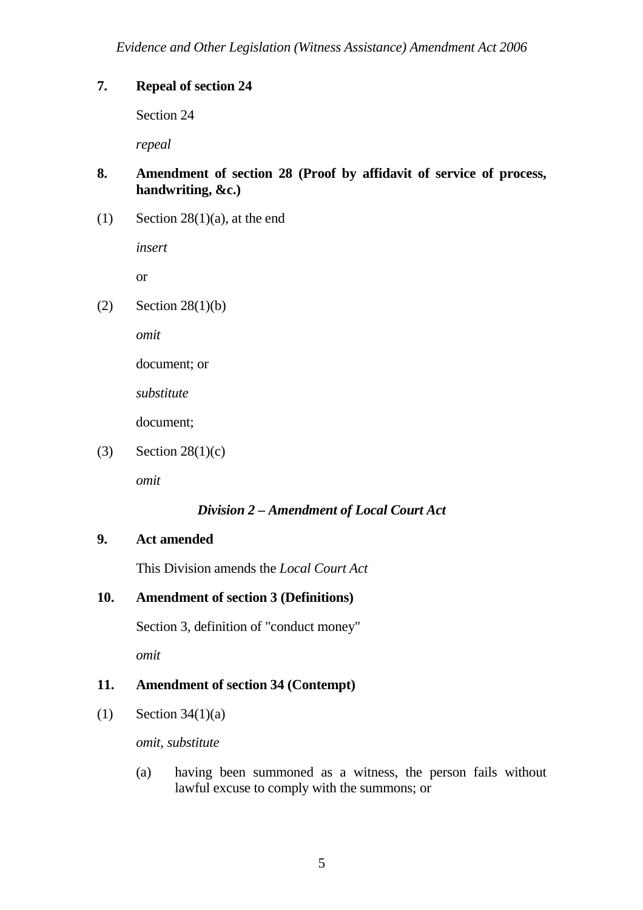**7. Repeal of section 24**

Section 24

*repeal*

**8. Amendment of section 28 (Proof by affidavit of service of process, handwriting, &c.)**

(1) Section 28(1)(a), at the end

*insert*

or

(2) Section 28(1)(b)

*omit*

document; or

*substitute*

document;

(3) Section 28(1)(c)

*omit*

### *Division 2 – Amendment of Local Court Act*

**9. Act amended**

This Division amends the *Local Court Act*

**10. Amendment of section 3 (Definitions)**

Section 3, definition of "conduct money"

*omit*

**11. Amendment of section 34 (Contempt)**

(1) Section 34(1)(a)

*omit*, *substitute*

(a) having been summoned as a witness, the person fails without lawful excuse to comply with the summons; or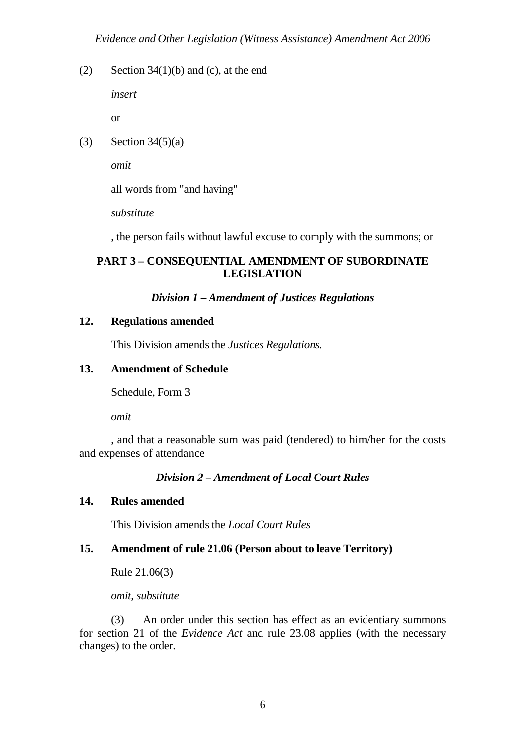(2) Section 34(1)(b) and (c), at the end

*insert*

or

(3) Section 34(5)(a)

*omit*

all words from "and having"

*substitute*

, the person fails without lawful excuse to comply with the summons; or

## PART 3 – CONSEQUENTIAL AMENDMENT OF SUBORDINATE LEGISLATION

### *Division 1 – Amendment of Justices Regulations*

**12. Regulations amended**

This Division amends the *Justices Regulations.*

**13. Amendment of Schedule**

Schedule, Form 3

*omit*

, and that a reasonable sum was paid (tendered) to him/her for the costs and expenses of attendance

### *Division 2 – Amendment of Local Court Rules*

**14. Rules amended**

This Division amends the *Local Court Rules*

**15. Amendment of rule 21.06 (Person about to leave Territory)**

Rule 21.06(3)

*omit, substitute*

(3) An order under this section has effect as an evidentiary summons for section 21 of the *Evidence Act* and rule 23.08 applies (with the necessary changes) to the order.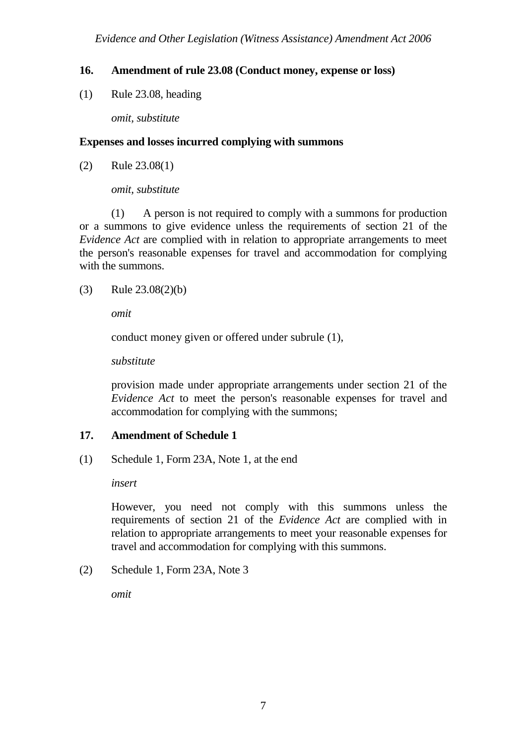**16. Amendment of rule 23.08 (Conduct money, expense or loss)**

(1) Rule 23.08, heading

*omit, substitute*

**Expenses and losses incurred complying with summons**

(2) Rule 23.08(1)

*omit, substitute*

(1) A person is not required to comply with a summons for production or a summons to give evidence unless the requirements of section 21 of the *Evidence Act* are complied with in relation to appropriate arrangements to meet the person's reasonable expenses for travel and accommodation for complying with the summons.

(3) Rule 23.08(2)(b)

*omit*

conduct money given or offered under subrule (1),

*substitute*

provision made under appropriate arrangements under section 21 of the *Evidence Act* to meet the person's reasonable expenses for travel and accommodation for complying with the summons;

**17. Amendment of Schedule 1**

(1) Schedule 1, Form 23A, Note 1, at the end

*insert*

However, you need not comply with this summons unless the requirements of section 21 of the *Evidence Act* are complied with in relation to appropriate arrangements to meet your reasonable expenses for travel and accommodation for complying with this summons.

(2) Schedule 1, Form 23A, Note 3

*omit*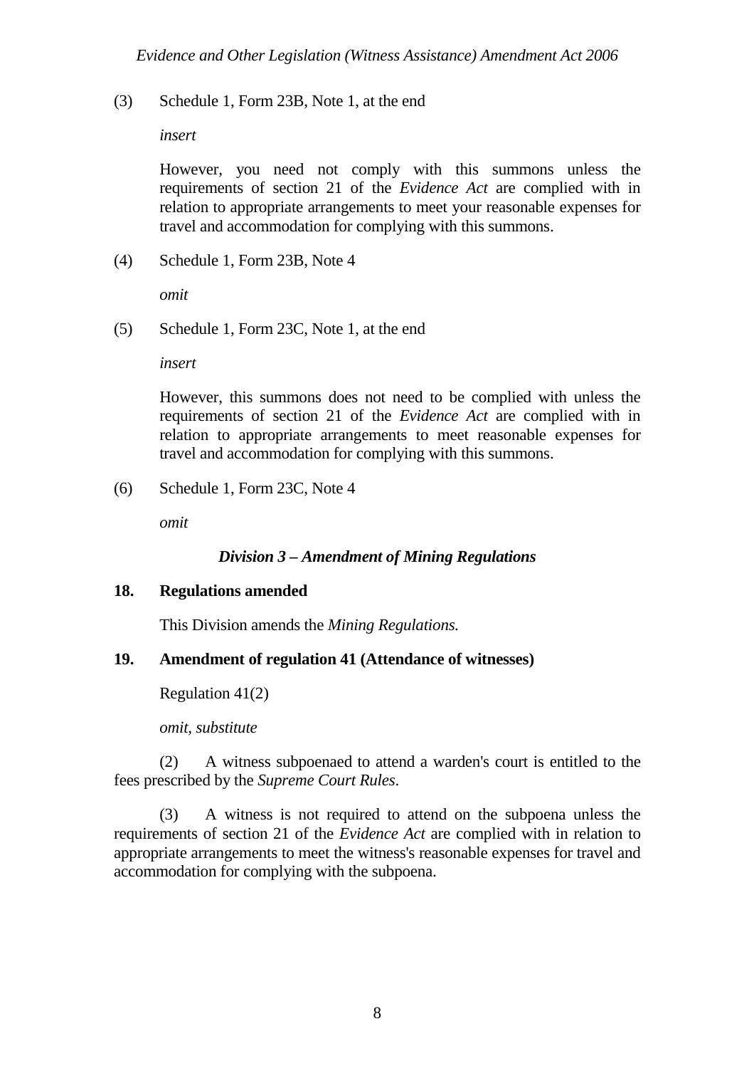(3) Schedule 1, Form 23B, Note 1, at the end

*insert*

However, you need not comply with this summons unless the requirements of section 21 of the *Evidence Act* are complied with in relation to appropriate arrangements to meet your reasonable expenses for travel and accommodation for complying with this summons.

(4) Schedule 1, Form 23B, Note 4

*omit*

(5) Schedule 1, Form 23C, Note 1, at the end

*insert*

However, this summons does not need to be complied with unless the requirements of section 21 of the *Evidence Act* are complied with in relation to appropriate arrangements to meet reasonable expenses for travel and accommodation for complying with this summons.

(6) Schedule 1, Form 23C, Note 4

*omit*

### *Division 3 – Amendment of Mining Regulations*

**18. Regulations amended**

This Division amends the *Mining Regulations.*

**19. Amendment of regulation 41 (Attendance of witnesses)**

Regulation 41(2)

*omit, substitute*

(2) A witness subpoenaed to attend a warden's court is entitled to the fees prescribed by the *Supreme Court Rules*.

(3) A witness is not required to attend on the subpoena unless the requirements of section 21 of the *Evidence Act* are complied with in relation to appropriate arrangements to meet the witness's reasonable expenses for travel and accommodation for complying with the subpoena.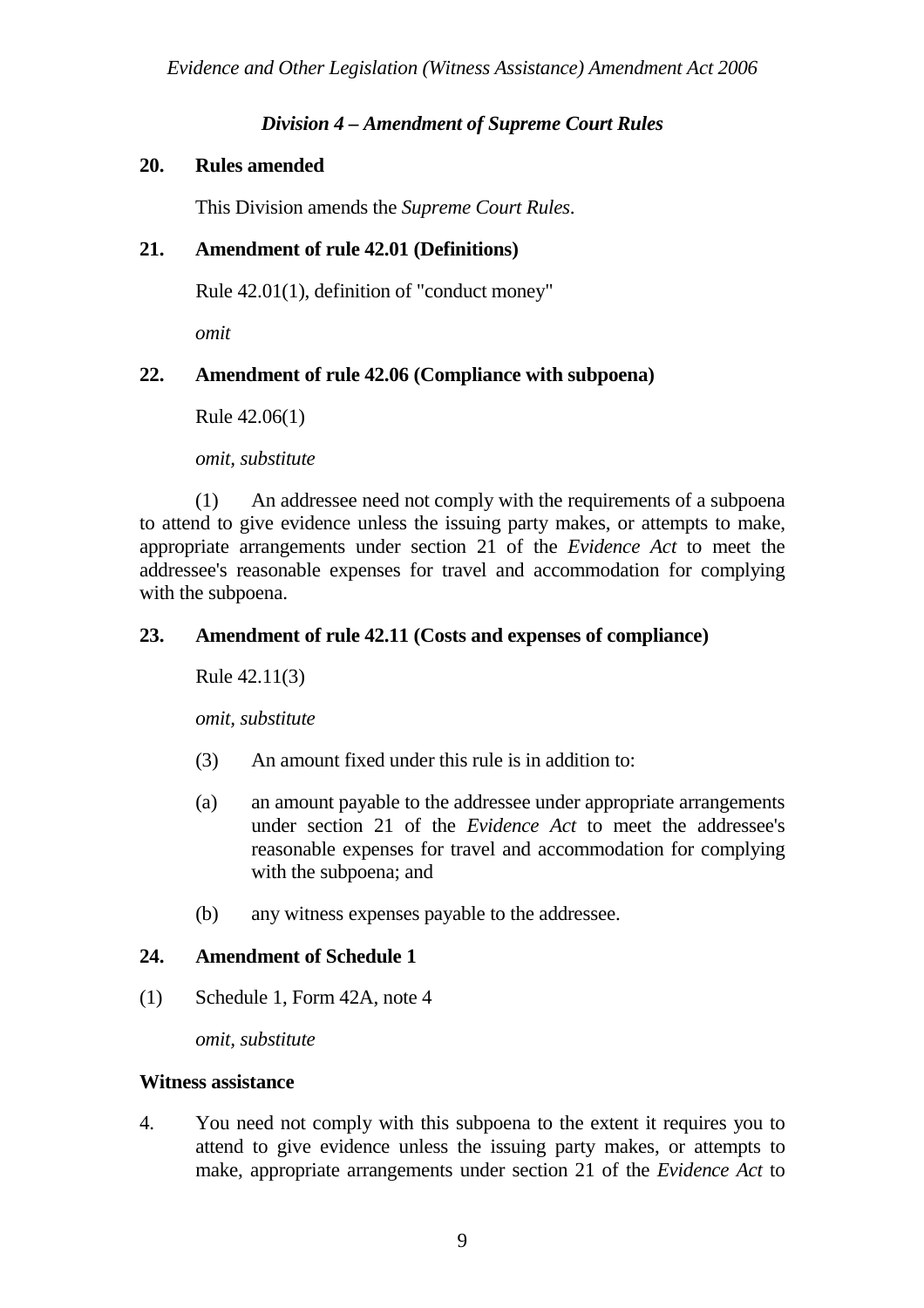### *Division 4 – Amendment of Supreme Court Rules*

**20. Rules amended**

This Division amends the *Supreme Court Rules*.

**21. Amendment of rule 42.01 (Definitions)**

Rule 42.01(1), definition of "conduct money"

*omit*

**22. Amendment of rule 42.06 (Compliance with subpoena)**

Rule 42.06(1)

*omit, substitute*

(1) An addressee need not comply with the requirements of a subpoena to attend to give evidence unless the issuing party makes, or attempts to make, appropriate arrangements under section 21 of the *Evidence Act* to meet the addressee's reasonable expenses for travel and accommodation for complying with the subpoena.

**23. Amendment of rule 42.11 (Costs and expenses of compliance)**

Rule 42.11(3)

*omit, substitute*

(3) An amount fixed under this rule is in addition to:

(a) an amount payable to the addressee under appropriate arrangements under section 21 of the *Evidence Act* to meet the addressee's reasonable expenses for travel and accommodation for complying with the subpoena; and

(b) any witness expenses payable to the addressee.

**24. Amendment of Schedule 1**

(1) Schedule 1, Form 42A, note 4

*omit, substitute*

**Witness assistance**

4. You need not comply with this subpoena to the extent it requires you to attend to give evidence unless the issuing party makes, or attempts to make, appropriate arrangements under section 21 of the *Evidence Act* to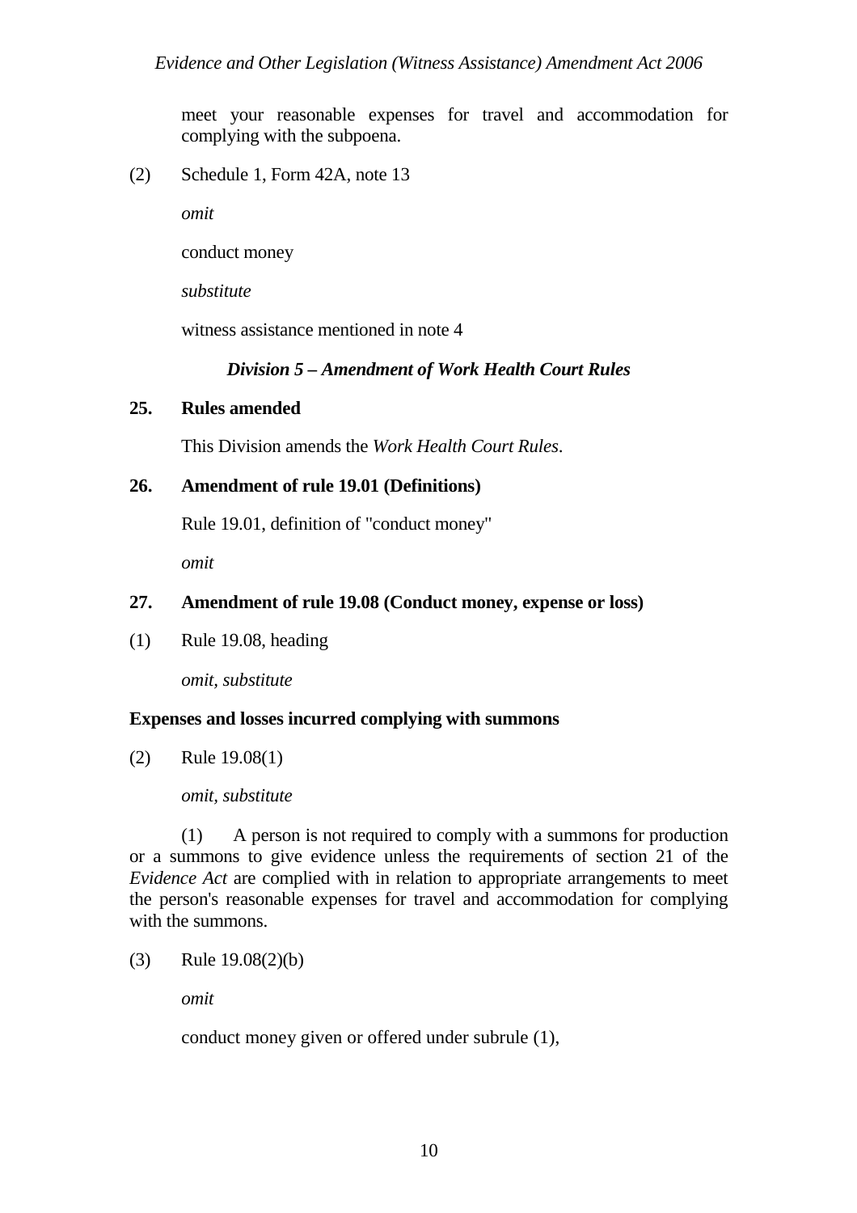meet your reasonable expenses for travel and accommodation for complying with the subpoena.

(2) Schedule 1, Form 42A, note 13

*omit*

conduct money

*substitute*

witness assistance mentioned in note 4

### *Division 5 – Amendment of Work Health Court Rules*

**25. Rules amended**

This Division amends the *Work Health Court Rules*.

**26. Amendment of rule 19.01 (Definitions)**

Rule 19.01, definition of "conduct money"

*omit*

**27. Amendment of rule 19.08 (Conduct money, expense or loss)**

(1) Rule 19.08, heading

*omit, substitute*

**Expenses and losses incurred complying with summons**

(2) Rule 19.08(1)

*omit, substitute*

(1) A person is not required to comply with a summons for production or a summons to give evidence unless the requirements of section 21 of the *Evidence Act* are complied with in relation to appropriate arrangements to meet the person's reasonable expenses for travel and accommodation for complying with the summons.

(3) Rule 19.08(2)(b)

*omit*

conduct money given or offered under subrule (1),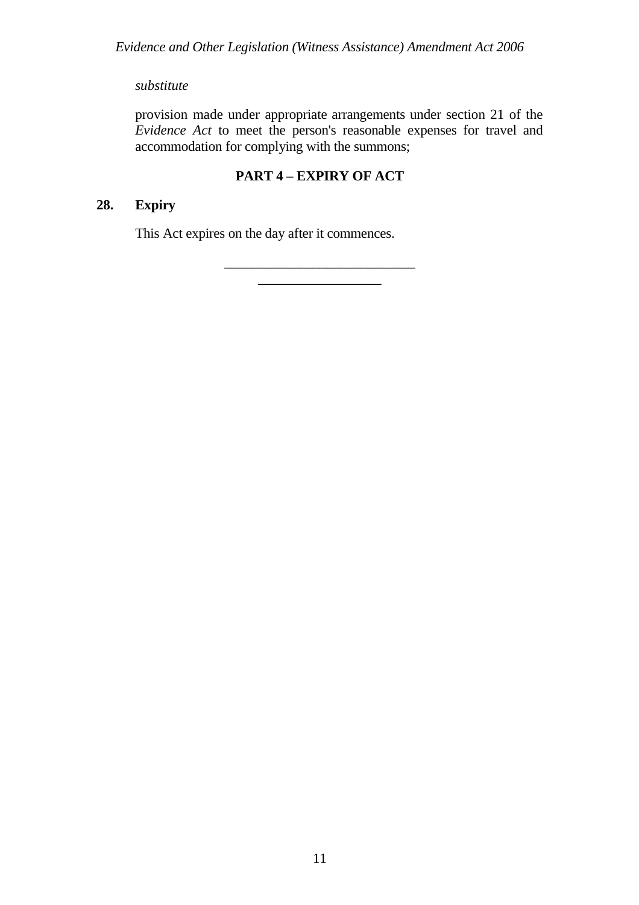*substitute*

provision made under appropriate arrangements under section 21 of the *Evidence Act* to meet the person's reasonable expenses for travel and accommodation for complying with the summons;

## PART 4 – EXPIRY OF ACT

### 28. Expiry

This Act expires on the day after it commences.